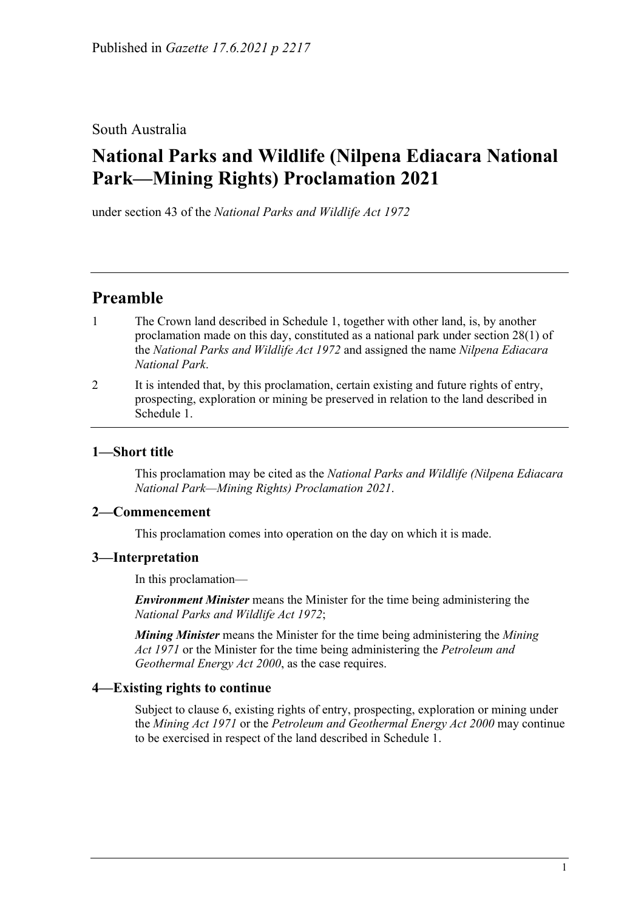Published in *Gazette 17.6.2021 p 2217*

South Australia

# National Parks and Wildlife (Nilpena Ediacara National Park—Mining Rights) Proclamation 2021

under section 43 of the *National Parks and Wildlife Act 1972*

## Preamble

1 The Crown land described in Schedule 1, together with other land, is, by another proclamation made on this day, constituted as a national park under section 28(1) of the *National Parks and Wildlife Act 1972* and assigned the name *Nilpena Ediacara National Park*.

2 It is intended that, by this proclamation, certain existing and future rights of entry, prospecting, exploration or mining be preserved in relation to the land described in Schedule 1.

### 1—Short title

This proclamation may be cited as the *National Parks and Wildlife (Nilpena Ediacara National Park—Mining Rights) Proclamation 2021*.

### 2—Commencement

This proclamation comes into operation on the day on which it is made.

### 3—Interpretation

In this proclamation—

***Environment Minister*** means the Minister for the time being administering the *National Parks and Wildlife Act 1972*;

***Mining Minister*** means the Minister for the time being administering the *Mining Act 1971* or the Minister for the time being administering the *Petroleum and Geothermal Energy Act 2000*, as the case requires.

### 4—Existing rights to continue

Subject to clause 6, existing rights of entry, prospecting, exploration or mining under the *Mining Act 1971* or the *Petroleum and Geothermal Energy Act 2000* may continue to be exercised in respect of the land described in Schedule 1.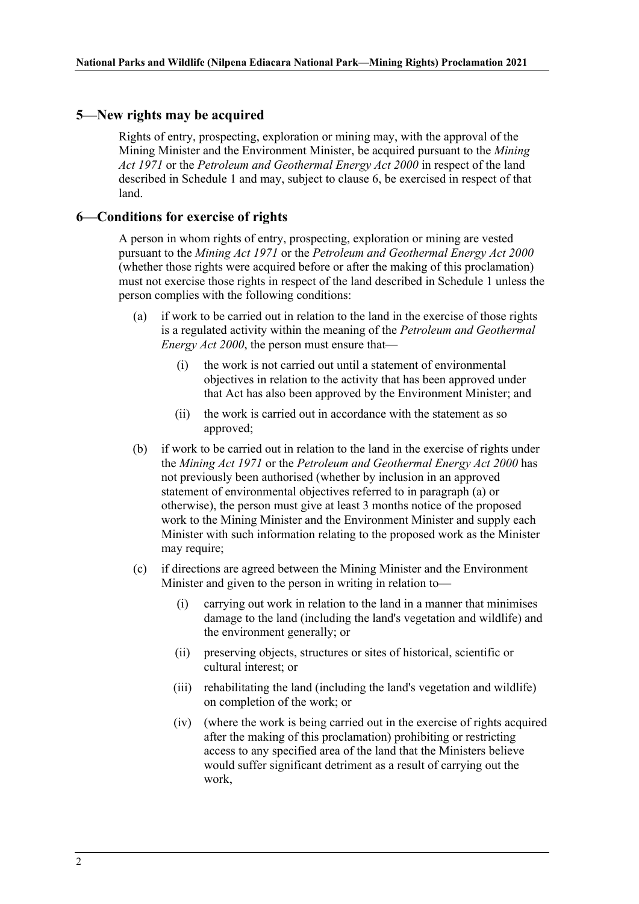## 5—New rights may be acquired

Rights of entry, prospecting, exploration or mining may, with the approval of the Mining Minister and the Environment Minister, be acquired pursuant to the *Mining Act 1971* or the *Petroleum and Geothermal Energy Act 2000* in respect of the land described in Schedule 1 and may, subject to clause 6, be exercised in respect of that land.

## 6—Conditions for exercise of rights

A person in whom rights of entry, prospecting, exploration or mining are vested pursuant to the *Mining Act 1971* or the *Petroleum and Geothermal Energy Act 2000* (whether those rights were acquired before or after the making of this proclamation) must not exercise those rights in respect of the land described in Schedule 1 unless the person complies with the following conditions:

- (a) if work to be carried out in relation to the land in the exercise of those rights is a regulated activity within the meaning of the *Petroleum and Geothermal Energy Act 2000*, the person must ensure that—
  - (i) the work is not carried out until a statement of environmental objectives in relation to the activity that has been approved under that Act has also been approved by the Environment Minister; and
  - (ii) the work is carried out in accordance with the statement as so approved;
- (b) if work to be carried out in relation to the land in the exercise of rights under the *Mining Act 1971* or the *Petroleum and Geothermal Energy Act 2000* has not previously been authorised (whether by inclusion in an approved statement of environmental objectives referred to in paragraph (a) or otherwise), the person must give at least 3 months notice of the proposed work to the Mining Minister and the Environment Minister and supply each Minister with such information relating to the proposed work as the Minister may require;
- (c) if directions are agreed between the Mining Minister and the Environment Minister and given to the person in writing in relation to—
  - (i) carrying out work in relation to the land in a manner that minimises damage to the land (including the land's vegetation and wildlife) and the environment generally; or
  - (ii) preserving objects, structures or sites of historical, scientific or cultural interest; or
  - (iii) rehabilitating the land (including the land's vegetation and wildlife) on completion of the work; or
  - (iv) (where the work is being carried out in the exercise of rights acquired after the making of this proclamation) prohibiting or restricting access to any specified area of the land that the Ministers believe would suffer significant detriment as a result of carrying out the work,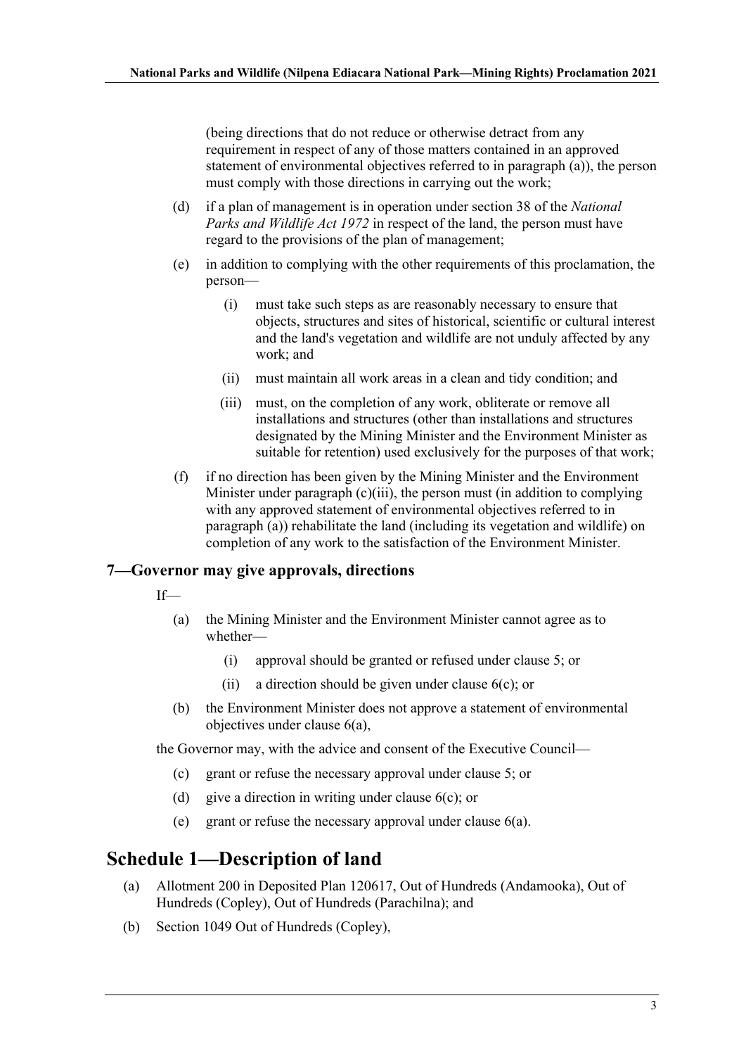(being directions that do not reduce or otherwise detract from any requirement in respect of any of those matters contained in an approved statement of environmental objectives referred to in paragraph (a)), the person must comply with those directions in carrying out the work;

(d) if a plan of management is in operation under section 38 of the *National Parks and Wildlife Act 1972* in respect of the land, the person must have regard to the provisions of the plan of management;

(e) in addition to complying with the other requirements of this proclamation, the person—

  (i) must take such steps as are reasonably necessary to ensure that objects, structures and sites of historical, scientific or cultural interest and the land's vegetation and wildlife are not unduly affected by any work; and

  (ii) must maintain all work areas in a clean and tidy condition; and

  (iii) must, on the completion of any work, obliterate or remove all installations and structures (other than installations and structures designated by the Mining Minister and the Environment Minister as suitable for retention) used exclusively for the purposes of that work;

(f) if no direction has been given by the Mining Minister and the Environment Minister under paragraph (c)(iii), the person must (in addition to complying with any approved statement of environmental objectives referred to in paragraph (a)) rehabilitate the land (including its vegetation and wildlife) on completion of any work to the satisfaction of the Environment Minister.

### 7—Governor may give approvals, directions

If—

(a) the Mining Minister and the Environment Minister cannot agree as to whether—

  (i) approval should be granted or refused under clause 5; or

  (ii) a direction should be given under clause 6(c); or

(b) the Environment Minister does not approve a statement of environmental objectives under clause 6(a),

the Governor may, with the advice and consent of the Executive Council—

(c) grant or refuse the necessary approval under clause 5; or

(d) give a direction in writing under clause 6(c); or

(e) grant or refuse the necessary approval under clause 6(a).

## Schedule 1—Description of land

(a) Allotment 200 in Deposited Plan 120617, Out of Hundreds (Andamooka), Out of Hundreds (Copley), Out of Hundreds (Parachilna); and

(b) Section 1049 Out of Hundreds (Copley),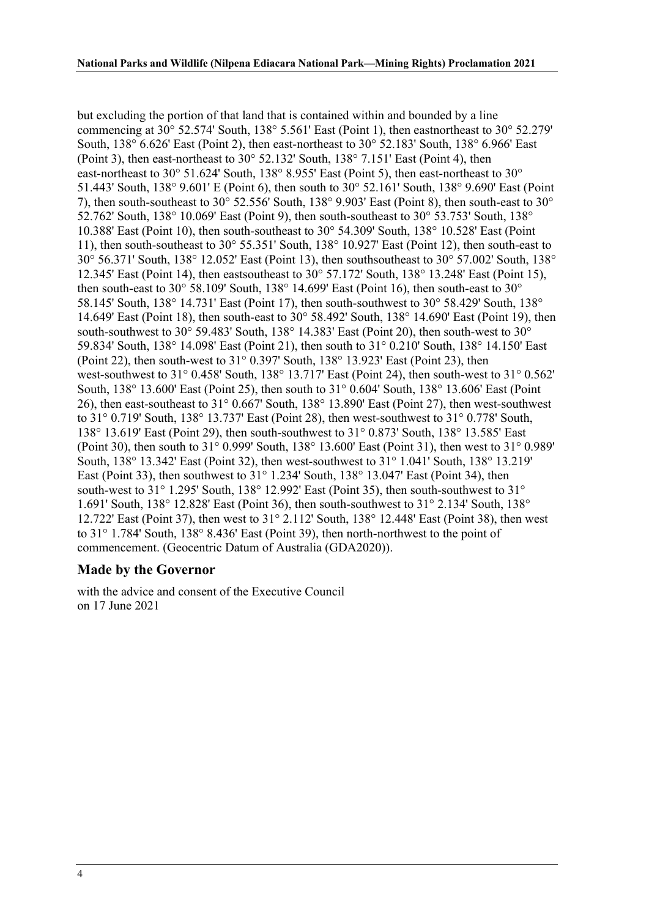but excluding the portion of that land that is contained within and bounded by a line commencing at 30° 52.574' South, 138° 5.561' East (Point 1), then eastnortheast to 30° 52.279' South, 138° 6.626' East (Point 2), then east-northeast to 30° 52.183' South, 138° 6.966' East (Point 3), then east-northeast to 30° 52.132' South, 138° 7.151' East (Point 4), then east-northeast to 30° 51.624' South, 138° 8.955' East (Point 5), then east-northeast to 30° 51.443' South, 138° 9.601' E (Point 6), then south to 30° 52.161' South, 138° 9.690' East (Point 7), then south-southeast to 30° 52.556' South, 138° 9.903' East (Point 8), then south-east to 30° 52.762' South, 138° 10.069' East (Point 9), then south-southeast to 30° 53.753' South, 138° 10.388' East (Point 10), then south-southeast to 30° 54.309' South, 138° 10.528' East (Point 11), then south-southeast to 30° 55.351' South, 138° 10.927' East (Point 12), then south-east to 30° 56.371' South, 138° 12.052' East (Point 13), then southsoutheast to 30° 57.002' South, 138° 12.345' East (Point 14), then eastsoutheast to 30° 57.172' South, 138° 13.248' East (Point 15), then south-east to 30° 58.109' South, 138° 14.699' East (Point 16), then south-east to 30° 58.145' South, 138° 14.731' East (Point 17), then south-southwest to 30° 58.429' South, 138° 14.649' East (Point 18), then south-east to 30° 58.492' South, 138° 14.690' East (Point 19), then south-southwest to 30° 59.483' South, 138° 14.383' East (Point 20), then south-west to 30° 59.834' South, 138° 14.098' East (Point 21), then south to 31° 0.210' South, 138° 14.150' East (Point 22), then south-west to 31° 0.397' South, 138° 13.923' East (Point 23), then west-southwest to 31° 0.458' South, 138° 13.717' East (Point 24), then south-west to 31° 0.562' South, 138° 13.600' East (Point 25), then south to 31° 0.604' South, 138° 13.606' East (Point 26), then east-southeast to 31° 0.667' South, 138° 13.890' East (Point 27), then west-southwest to 31° 0.719' South, 138° 13.737' East (Point 28), then west-southwest to 31° 0.778' South, 138° 13.619' East (Point 29), then south-southwest to 31° 0.873' South, 138° 13.585' East (Point 30), then south to 31° 0.999' South, 138° 13.600' East (Point 31), then west to 31° 0.989' South, 138° 13.342' East (Point 32), then west-southwest to 31° 1.041' South, 138° 13.219' East (Point 33), then southwest to 31° 1.234' South, 138° 13.047' East (Point 34), then south-west to 31° 1.295' South, 138° 12.992' East (Point 35), then south-southwest to 31° 1.691' South, 138° 12.828' East (Point 36), then south-southwest to 31° 2.134' South, 138° 12.722' East (Point 37), then west to 31° 2.112' South, 138° 12.448' East (Point 38), then west to 31° 1.784' South, 138° 8.436' East (Point 39), then north-northwest to the point of commencement. (Geocentric Datum of Australia (GDA2020)).

## Made by the Governor

with the advice and consent of the Executive Council
on 17 June 2021